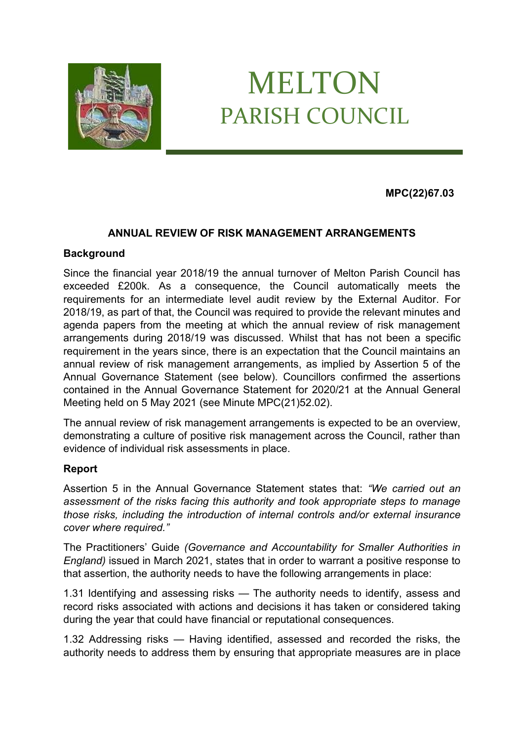# MELTON PARISH COUNCIL

**MPC(22)67.03**

## ANNUAL REVIEW OF RISK MANAGEMENT ARRANGEMENTS

### Background

Since the financial year 2018/19 the annual turnover of Melton Parish Council has exceeded £200k. As a consequence, the Council automatically meets the requirements for an intermediate level audit review by the External Auditor. For 2018/19, as part of that, the Council was required to provide the relevant minutes and agenda papers from the meeting at which the annual review of risk management arrangements during 2018/19 was discussed. Whilst that has not been a specific requirement in the years since, there is an expectation that the Council maintains an annual review of risk management arrangements, as implied by Assertion 5 of the Annual Governance Statement (see below). Councillors confirmed the assertions contained in the Annual Governance Statement for 2020/21 at the Annual General Meeting held on 5 May 2021 (see Minute MPC(21)52.02).

The annual review of risk management arrangements is expected to be an overview, demonstrating a culture of positive risk management across the Council, rather than evidence of individual risk assessments in place.

### Report

Assertion 5 in the Annual Governance Statement states that: *"We carried out an assessment of the risks facing this authority and took appropriate steps to manage those risks, including the introduction of internal controls and/or external insurance cover where required."*

The Practitioners' Guide *(Governance and Accountability for Smaller Authorities in England)* issued in March 2021, states that in order to warrant a positive response to that assertion, the authority needs to have the following arrangements in place:

1.31 Identifying and assessing risks — The authority needs to identify, assess and record risks associated with actions and decisions it has taken or considered taking during the year that could have financial or reputational consequences.

1.32 Addressing risks — Having identified, assessed and recorded the risks, the authority needs to address them by ensuring that appropriate measures are in place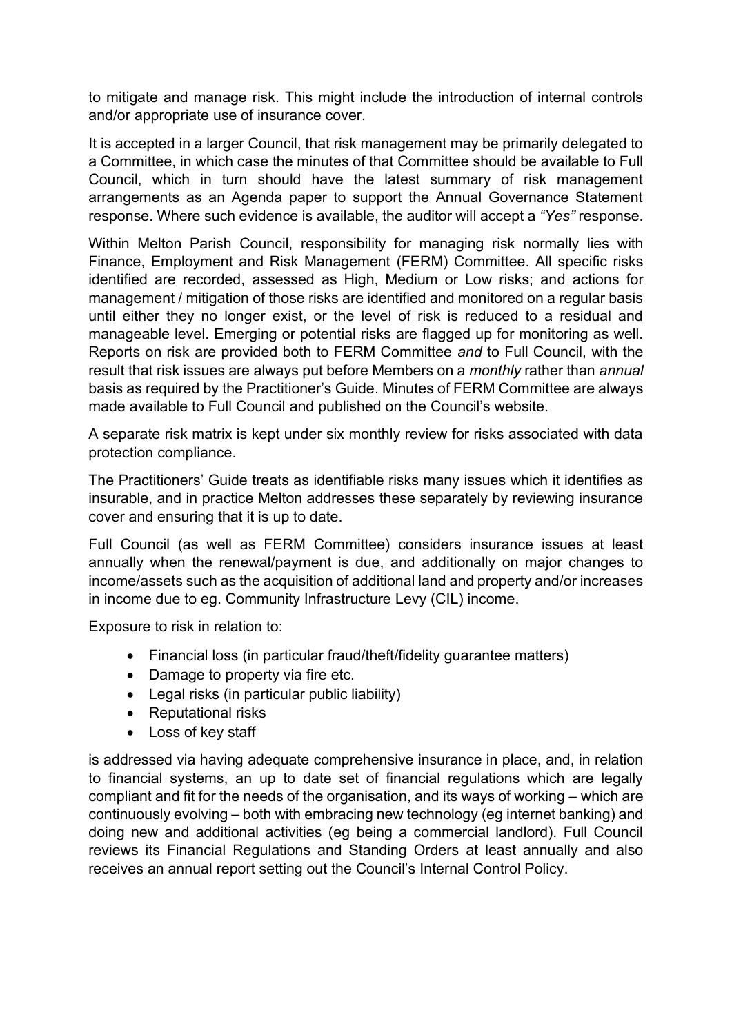to mitigate and manage risk. This might include the introduction of internal controls and/or appropriate use of insurance cover.

It is accepted in a larger Council, that risk management may be primarily delegated to a Committee, in which case the minutes of that Committee should be available to Full Council, which in turn should have the latest summary of risk management arrangements as an Agenda paper to support the Annual Governance Statement response. Where such evidence is available, the auditor will accept a *"Yes"* response.

Within Melton Parish Council, responsibility for managing risk normally lies with Finance, Employment and Risk Management (FERM) Committee. All specific risks identified are recorded, assessed as High, Medium or Low risks; and actions for management / mitigation of those risks are identified and monitored on a regular basis until either they no longer exist, or the level of risk is reduced to a residual and manageable level. Emerging or potential risks are flagged up for monitoring as well. Reports on risk are provided both to FERM Committee *and* to Full Council, with the result that risk issues are always put before Members on a *monthly* rather than *annual* basis as required by the Practitioner's Guide. Minutes of FERM Committee are always made available to Full Council and published on the Council's website.

A separate risk matrix is kept under six monthly review for risks associated with data protection compliance.

The Practitioners' Guide treats as identifiable risks many issues which it identifies as insurable, and in practice Melton addresses these separately by reviewing insurance cover and ensuring that it is up to date.

Full Council (as well as FERM Committee) considers insurance issues at least annually when the renewal/payment is due, and additionally on major changes to income/assets such as the acquisition of additional land and property and/or increases in income due to eg. Community Infrastructure Levy (CIL) income.

Exposure to risk in relation to:

- Financial loss (in particular fraud/theft/fidelity guarantee matters)
- Damage to property via fire etc.
- Legal risks (in particular public liability)
- Reputational risks
- Loss of key staff

is addressed via having adequate comprehensive insurance in place, and, in relation to financial systems, an up to date set of financial regulations which are legally compliant and fit for the needs of the organisation, and its ways of working – which are continuously evolving – both with embracing new technology (eg internet banking) and doing new and additional activities (eg being a commercial landlord). Full Council reviews its Financial Regulations and Standing Orders at least annually and also receives an annual report setting out the Council's Internal Control Policy.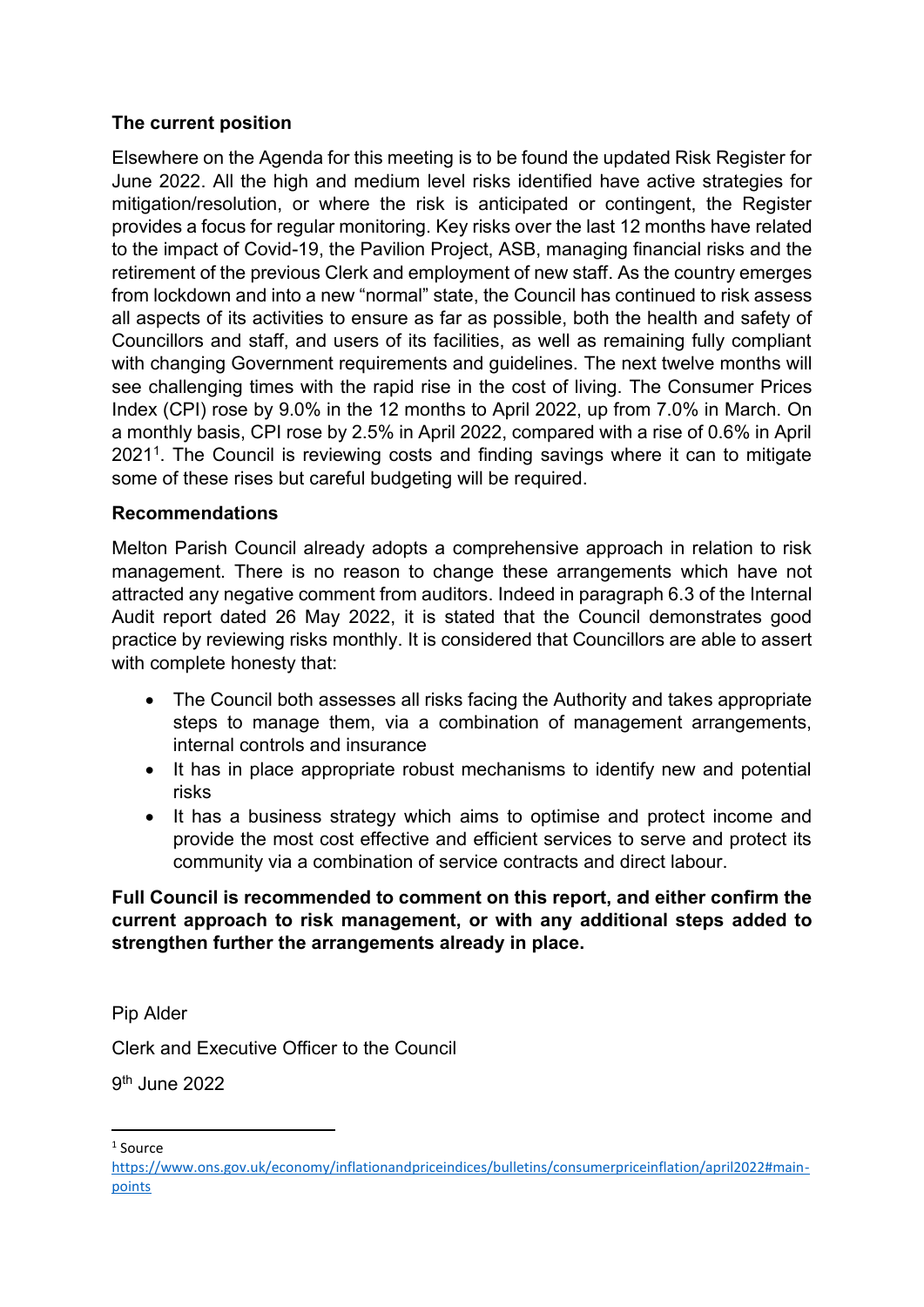## The current position

Elsewhere on the Agenda for this meeting is to be found the updated Risk Register for June 2022. All the high and medium level risks identified have active strategies for mitigation/resolution, or where the risk is anticipated or contingent, the Register provides a focus for regular monitoring. Key risks over the last 12 months have related to the impact of Covid-19, the Pavilion Project, ASB, managing financial risks and the retirement of the previous Clerk and employment of new staff. As the country emerges from lockdown and into a new "normal" state, the Council has continued to risk assess all aspects of its activities to ensure as far as possible, both the health and safety of Councillors and staff, and users of its facilities, as well as remaining fully compliant with changing Government requirements and guidelines. The next twelve months will see challenging times with the rapid rise in the cost of living. The Consumer Prices Index (CPI) rose by 9.0% in the 12 months to April 2022, up from 7.0% in March. On a monthly basis, CPI rose by 2.5% in April 2022, compared with a rise of 0.6% in April 2021[1]. The Council is reviewing costs and finding savings where it can to mitigate some of these rises but careful budgeting will be required.

## Recommendations

Melton Parish Council already adopts a comprehensive approach in relation to risk management. There is no reason to change these arrangements which have not attracted any negative comment from auditors. Indeed in paragraph 6.3 of the Internal Audit report dated 26 May 2022, it is stated that the Council demonstrates good practice by reviewing risks monthly. It is considered that Councillors are able to assert with complete honesty that:

- The Council both assesses all risks facing the Authority and takes appropriate steps to manage them, via a combination of management arrangements, internal controls and insurance
- It has in place appropriate robust mechanisms to identify new and potential risks
- It has a business strategy which aims to optimise and protect income and provide the most cost effective and efficient services to serve and protect its community via a combination of service contracts and direct labour.

**Full Council is recommended to comment on this report, and either confirm the current approach to risk management, or with any additional steps added to strengthen further the arrangements already in place.**

Pip Alder

Clerk and Executive Officer to the Council

9th June 2022

[1] Source https://www.ons.gov.uk/economy/inflationandpriceindices/bulletins/consumerpriceinflation/april2022#main-points